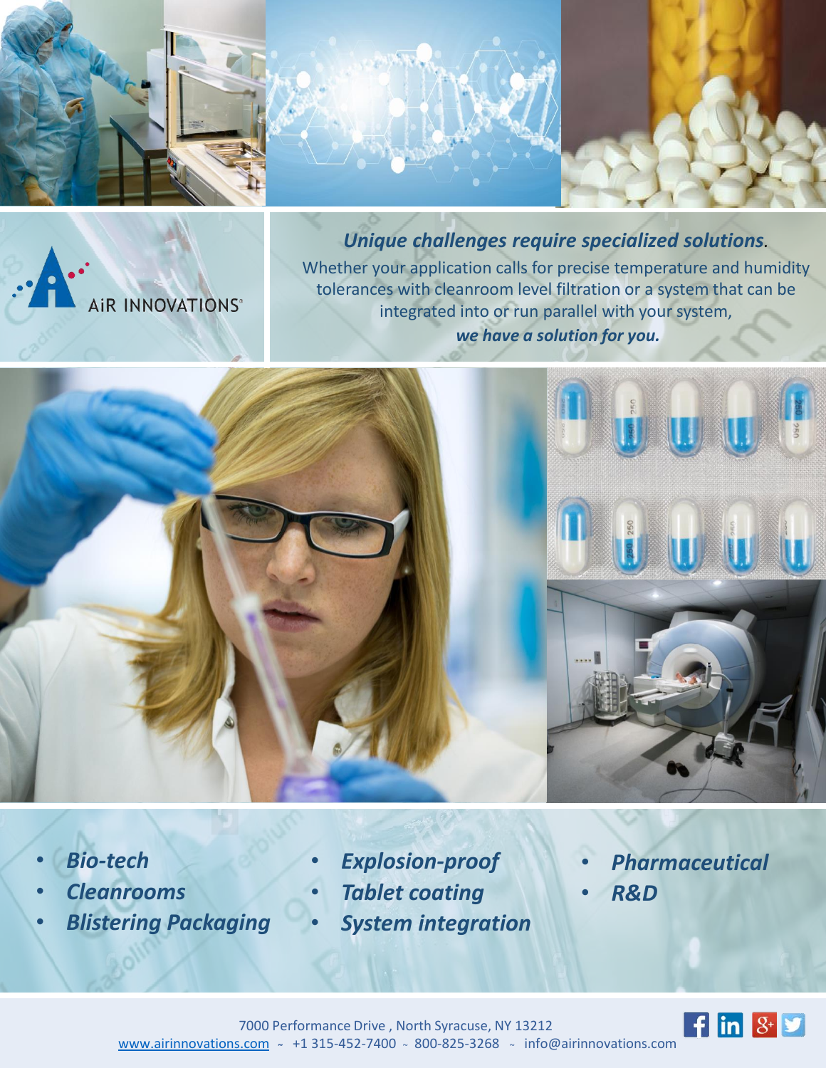AiR INNOVATIONS®

***Unique challenges require specialized solutions.***

Whether your application calls for precise temperature and humidity tolerances with cleanroom level filtration or a system that can be integrated into or run parallel with your system,

***we have a solution for you.***

- ***Bio-tech***
- ***Cleanrooms***
- ***Blistering Packaging***
- ***Explosion-proof***
- ***Tablet coating***
- ***System integration***
- ***Pharmaceutical***
- ***R&D***

7000 Performance Drive , North Syracuse, NY 13212

www.airinnovations.com ~ +1 315-452-7400 ~ 800-825-3268 ~ info@airinnovations.com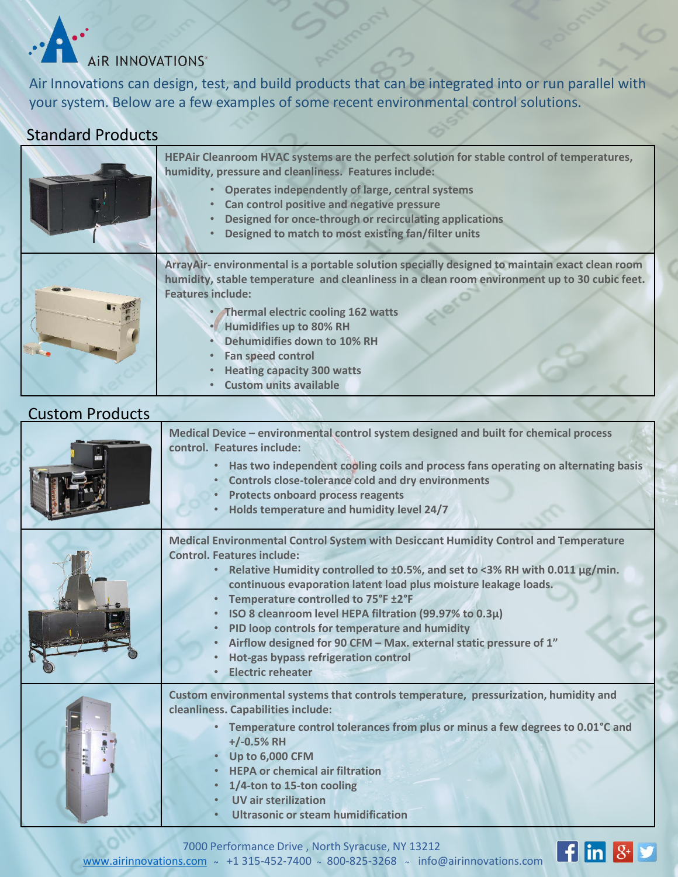AiR INNOVATIONS

Air Innovations can design, test, and build products that can be integrated into or run parallel with your system. Below are a few examples of some recent environmental control solutions.

## Standard Products

**HEPAir Cleanroom HVAC systems are the perfect solution for stable control of temperatures, humidity, pressure and cleanliness. Features include:**

- **Operates independently of large, central systems**
- **Can control positive and negative pressure**
- **Designed for once-through or recirculating applications**
- **Designed to match to most existing fan/filter units**

**ArrayAir- environmental is a portable solution specially designed to maintain exact clean room humidity, stable temperature and cleanliness in a clean room environment up to 30 cubic feet. Features include:**

- **Thermal electric cooling 162 watts**
- **Humidifies up to 80% RH**
- **Dehumidifies down to 10% RH**
- **Fan speed control**
- **Heating capacity 300 watts**
- **Custom units available**

## Custom Products

**Medical Device – environmental control system designed and built for chemical process control. Features include:**

- **Has two independent cooling coils and process fans operating on alternating basis**
- **Controls close-tolerance cold and dry environments**
- **Protects onboard process reagents**
- **Holds temperature and humidity level 24/7**

**Medical Environmental Control System with Desiccant Humidity Control and Temperature Control. Features include:**

- **Relative Humidity controlled to ±0.5%, and set to <3% RH with 0.011 µg/min. continuous evaporation latent load plus moisture leakage loads.**
- **Temperature controlled to 75°F ±2°F**
- **ISO 8 cleanroom level HEPA filtration (99.97% to 0.3µ)**
- **PID loop controls for temperature and humidity**
- **Airflow designed for 90 CFM – Max. external static pressure of 1"**
- **Hot-gas bypass refrigeration control**
- **Electric reheater**

**Custom environmental systems that controls temperature, pressurization, humidity and cleanliness. Capabilities include:**

- **Temperature control tolerances from plus or minus a few degrees to 0.01°C and +/-0.5% RH**
- **Up to 6,000 CFM**
- **HEPA or chemical air filtration**
- **1/4-ton to 15-ton cooling**
- **UV air sterilization**
- **Ultrasonic or steam humidification**

7000 Performance Drive , North Syracuse, NY 13212
www.airinnovations.com ~ +1 315-452-7400 ~ 800-825-3268 ~ info@airinnovations.com